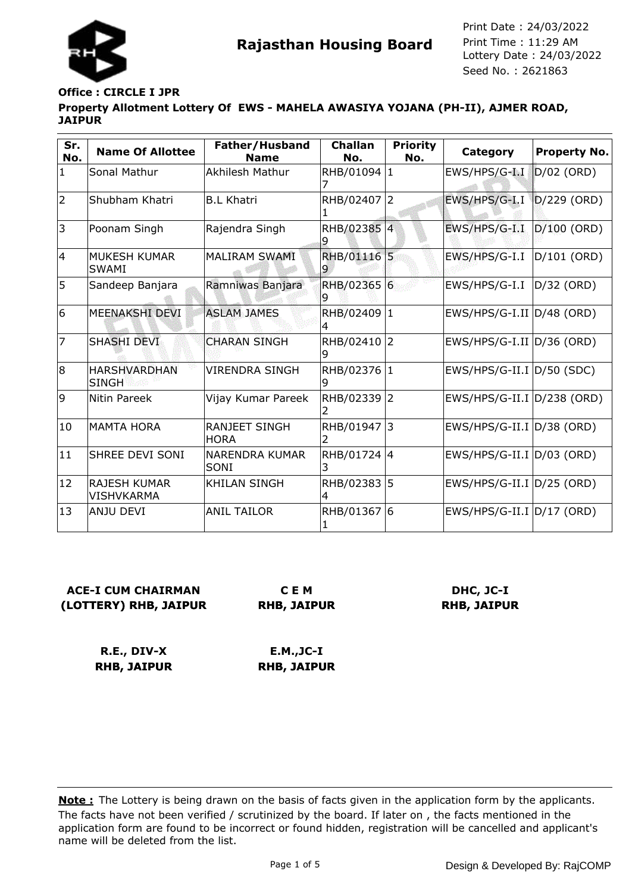**Rajasthan Housing Board**

Print Date : 24/03/2022
Print Time : 11:29 AM
Lottery Date : 24/03/2022
Seed No. : 2621863

**Office : CIRCLE I JPR**

**Property Allotment Lottery Of EWS - MAHELA AWASIYA YOJANA (PH-II), AJMER ROAD, JAIPUR**

| Sr. No. | Name Of Allottee | Father/Husband Name | Challan No. | Priority No. | Category | Property No. |
|---|---|---|---|---|---|---|
| 1 | Sonal Mathur | Akhilesh Mathur | RHB/010947 | 1 | EWS/HPS/G-I.I | D/02 (ORD) |
| 2 | Shubham Khatri | B.L Khatri | RHB/024071 | 2 | EWS/HPS/G-I.I | D/229 (ORD) |
| 3 | Poonam Singh | Rajendra Singh | RHB/023859 | 4 | EWS/HPS/G-I.I | D/100 (ORD) |
| 4 | MUKESH KUMAR SWAMI | MALIRAM SWAMI | RHB/011169 | 5 | EWS/HPS/G-I.I | D/101 (ORD) |
| 5 | Sandeep Banjara | Ramniwas Banjara | RHB/023659 | 6 | EWS/HPS/G-I.I | D/32 (ORD) |
| 6 | MEENAKSHI DEVI | ASLAM JAMES | RHB/024094 | 1 | EWS/HPS/G-I.II | D/48 (ORD) |
| 7 | SHASHI DEVI | CHARAN SINGH | RHB/024109 | 2 | EWS/HPS/G-I.II | D/36 (ORD) |
| 8 | HARSHVARDHAN SINGH | VIRENDRA SINGH | RHB/023769 | 1 | EWS/HPS/G-II.I | D/50 (SDC) |
| 9 | Nitin Pareek | Vijay Kumar Pareek | RHB/023392 | 2 | EWS/HPS/G-II.I | D/238 (ORD) |
| 10 | MAMTA HORA | RANJEET SINGH HORA | RHB/019472 | 3 | EWS/HPS/G-II.I | D/38 (ORD) |
| 11 | SHREE DEVI SONI | NARENDRA KUMAR SONI | RHB/017243 | 4 | EWS/HPS/G-II.I | D/03 (ORD) |
| 12 | RAJESH KUMAR VISHVKARMA | KHILAN SINGH | RHB/023834 | 5 | EWS/HPS/G-II.I | D/25 (ORD) |
| 13 | ANJU DEVI | ANIL TAILOR | RHB/013671 | 6 | EWS/HPS/G-II.I | D/17 (ORD) |

**ACE-I CUM CHAIRMAN (LOTTERY) RHB, JAIPUR**

**C E M RHB, JAIPUR**

**DHC, JC-I RHB, JAIPUR**

**R.E., DIV-X RHB, JAIPUR**

**E.M.,JC-I RHB, JAIPUR**

**Note :** The Lottery is being drawn on the basis of facts given in the application form by the applicants. The facts have not been verified / scrutinized by the board. If later on , the facts mentioned in the application form are found to be incorrect or found hidden, registration will be cancelled and applicant's name will be deleted from the list.

Design & Developed By: RajCOMP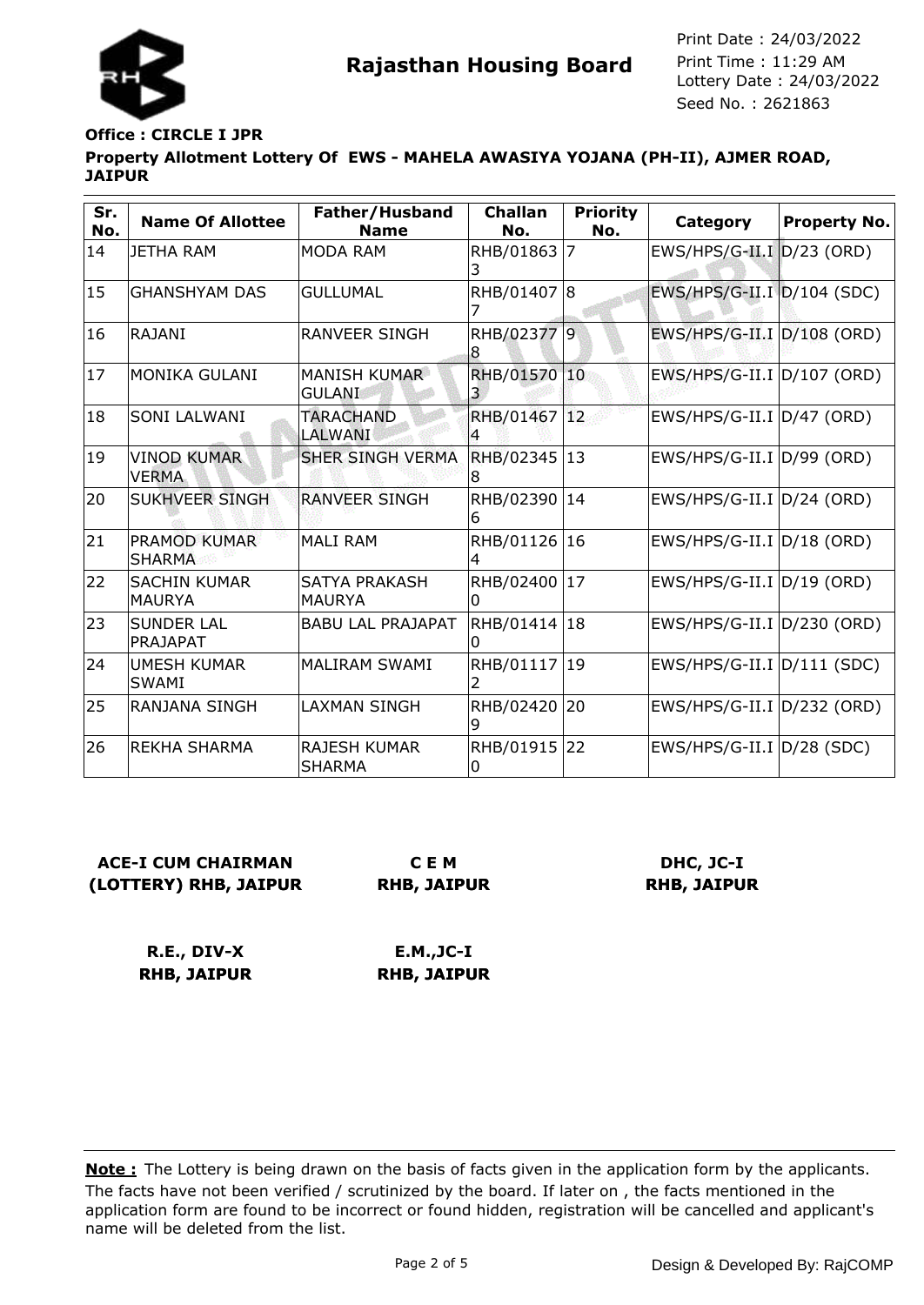**Rajasthan Housing Board**

Print Date : 24/03/2022
Print Time : 11:29 AM
Lottery Date : 24/03/2022
Seed No. : 2621863

**Office : CIRCLE I JPR**

**Property Allotment Lottery Of EWS - MAHELA AWASIYA YOJANA (PH-II), AJMER ROAD, JAIPUR**

| Sr. No. | Name Of Allottee | Father/Husband Name | Challan No. | Priority No. | Category | Property No. |
|---|---|---|---|---|---|---|
| 14 | JETHA RAM | MODA RAM | RHB/018633 | 7 | EWS/HPS/G-II.I | D/23 (ORD) |
| 15 | GHANSHYAM DAS | GULLUMAL | RHB/014077 | 8 | EWS/HPS/G-II.I | D/104 (SDC) |
| 16 | RAJANI | RANVEER SINGH | RHB/023778 | 9 | EWS/HPS/G-II.I | D/108 (ORD) |
| 17 | MONIKA GULANI | MANISH KUMAR GULANI | RHB/015703 | 10 | EWS/HPS/G-II.I | D/107 (ORD) |
| 18 | SONI LALWANI | TARACHAND LALWANI | RHB/014674 | 12 | EWS/HPS/G-II.I | D/47 (ORD) |
| 19 | VINOD KUMAR VERMA | SHER SINGH VERMA | RHB/023458 | 13 | EWS/HPS/G-II.I | D/99 (ORD) |
| 20 | SUKHVEER SINGH | RANVEER SINGH | RHB/023906 | 14 | EWS/HPS/G-II.I | D/24 (ORD) |
| 21 | PRAMOD KUMAR SHARMA | MALI RAM | RHB/011264 | 16 | EWS/HPS/G-II.I | D/18 (ORD) |
| 22 | SACHIN KUMAR MAURYA | SATYA PRAKASH MAURYA | RHB/024000 | 17 | EWS/HPS/G-II.I | D/19 (ORD) |
| 23 | SUNDER LAL PRAJAPAT | BABU LAL PRAJAPAT | RHB/014140 | 18 | EWS/HPS/G-II.I | D/230 (ORD) |
| 24 | UMESH KUMAR SWAMI | MALIRAM SWAMI | RHB/011172 | 19 | EWS/HPS/G-II.I | D/111 (SDC) |
| 25 | RANJANA SINGH | LAXMAN SINGH | RHB/024209 | 20 | EWS/HPS/G-II.I | D/232 (ORD) |
| 26 | REKHA SHARMA | RAJESH KUMAR SHARMA | RHB/019150 | 22 | EWS/HPS/G-II.I | D/28 (SDC) |

**ACE-I CUM CHAIRMAN (LOTTERY) RHB, JAIPUR**

**C E M RHB, JAIPUR**

**DHC, JC-I RHB, JAIPUR**

**R.E., DIV-X RHB, JAIPUR**

**E.M.,JC-I RHB, JAIPUR**

**Note :** The Lottery is being drawn on the basis of facts given in the application form by the applicants. The facts have not been verified / scrutinized by the board. If later on , the facts mentioned in the application form are found to be incorrect or found hidden, registration will be cancelled and applicant's name will be deleted from the list.

Design & Developed By: RajCOMP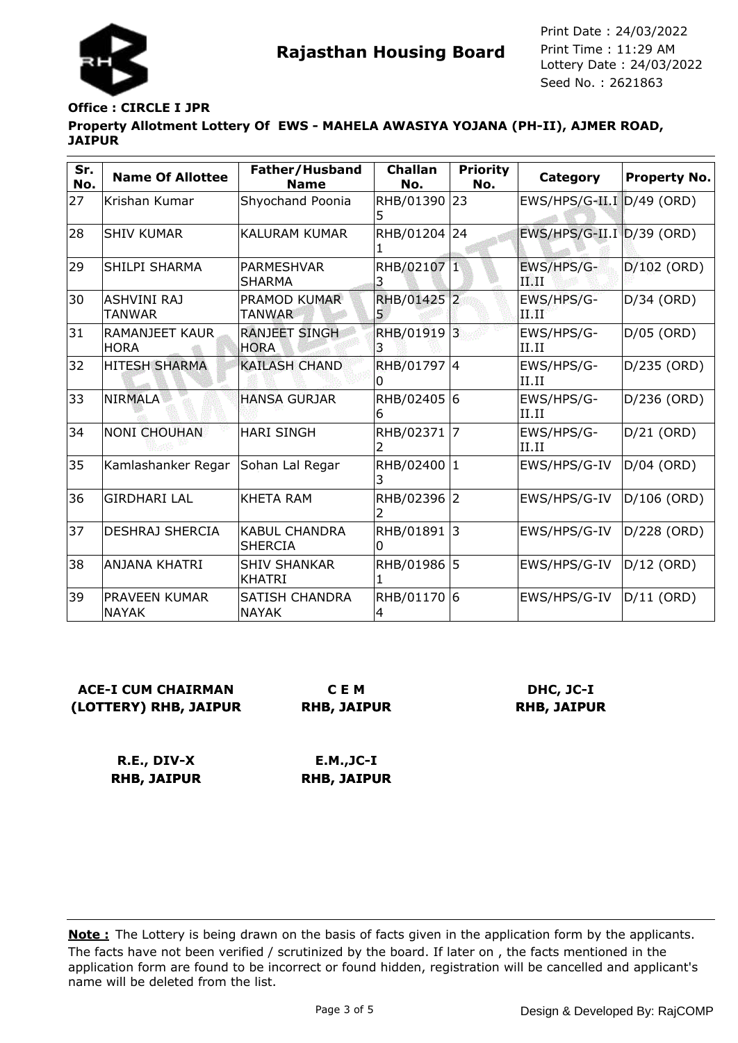**Rajasthan Housing Board**

Print Date : 24/03/2022
Print Time : 11:29 AM
Lottery Date : 24/03/2022
Seed No. : 2621863

**Office : CIRCLE I JPR**

**Property Allotment Lottery Of EWS - MAHELA AWASIYA YOJANA (PH-II), AJMER ROAD, JAIPUR**

| Sr. No. | Name Of Allottee | Father/Husband Name | Challan No. | Priority No. | Category | Property No. |
|---|---|---|---|---|---|---|
| 27 | Krishan Kumar | Shyochand Poonia | RHB/013905 | 23 | EWS/HPS/G-II.I | D/49 (ORD) |
| 28 | SHIV KUMAR | KALURAM KUMAR | RHB/012041 | 24 | EWS/HPS/G-II.I | D/39 (ORD) |
| 29 | SHILPI SHARMA | PARMESHVAR SHARMA | RHB/021073 | 1 | EWS/HPS/G-II.II | D/102 (ORD) |
| 30 | ASHVINI RAJ TANWAR | PRAMOD KUMAR TANWAR | RHB/014255 | 2 | EWS/HPS/G-II.II | D/34 (ORD) |
| 31 | RAMANJEET KAUR HORA | RANJEET SINGH HORA | RHB/019193 | 3 | EWS/HPS/G-II.II | D/05 (ORD) |
| 32 | HITESH SHARMA | KAILASH CHAND | RHB/017970 | 4 | EWS/HPS/G-II.II | D/235 (ORD) |
| 33 | NIRMALA | HANSA GURJAR | RHB/024056 | 6 | EWS/HPS/G-II.II | D/236 (ORD) |
| 34 | NONI CHOUHAN | HARI SINGH | RHB/023712 | 7 | EWS/HPS/G-II.II | D/21 (ORD) |
| 35 | Kamlashanker Regar | Sohan Lal Regar | RHB/024003 | 1 | EWS/HPS/G-IV | D/04 (ORD) |
| 36 | GIRDHARI LAL | KHETA RAM | RHB/023962 | 2 | EWS/HPS/G-IV | D/106 (ORD) |
| 37 | DESHRAJ SHERCIA | KABUL CHANDRA SHERCIA | RHB/018910 | 3 | EWS/HPS/G-IV | D/228 (ORD) |
| 38 | ANJANA KHATRI | SHIV SHANKAR KHATRI | RHB/019861 | 5 | EWS/HPS/G-IV | D/12 (ORD) |
| 39 | PRAVEEN KUMAR NAYAK | SATISH CHANDRA NAYAK | RHB/011704 | 6 | EWS/HPS/G-IV | D/11 (ORD) |

**ACE-I CUM CHAIRMAN (LOTTERY) RHB, JAIPUR**

**C E M RHB, JAIPUR**

**DHC, JC-I RHB, JAIPUR**

**R.E., DIV-X RHB, JAIPUR**

**E.M.,JC-I RHB, JAIPUR**

**Note :** The Lottery is being drawn on the basis of facts given in the application form by the applicants. The facts have not been verified / scrutinized by the board. If later on , the facts mentioned in the application form are found to be incorrect or found hidden, registration will be cancelled and applicant's name will be deleted from the list.

Design & Developed By: RajCOMP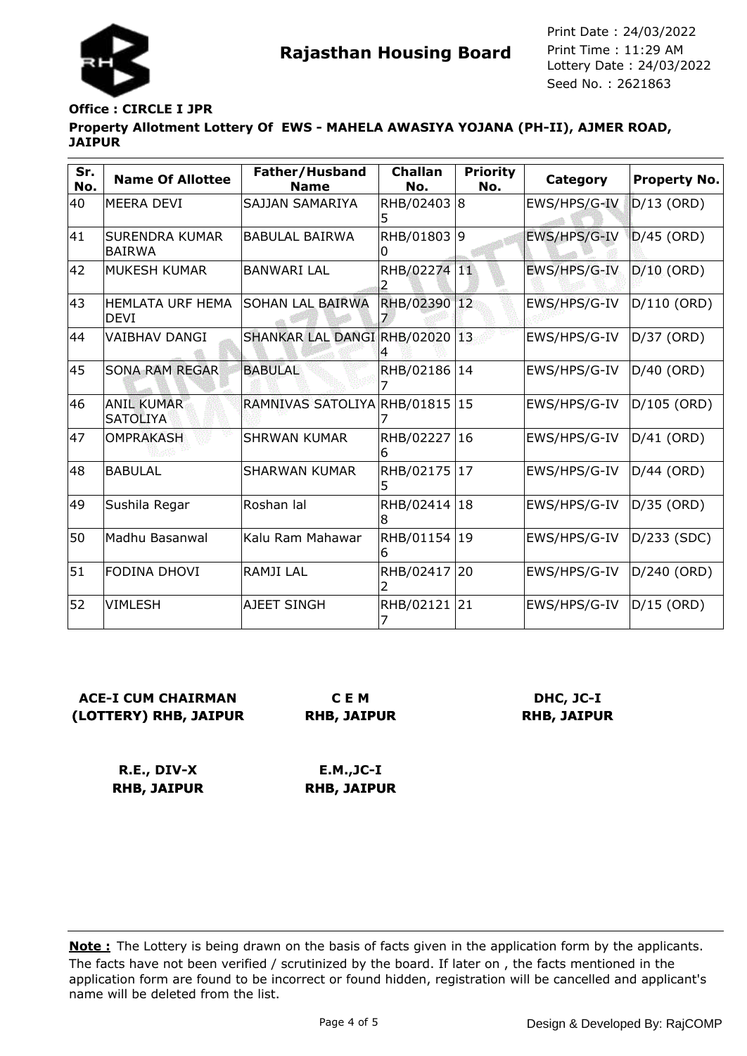**Rajasthan Housing Board**

Print Date : 24/03/2022
Print Time : 11:29 AM
Lottery Date : 24/03/2022
Seed No. : 2621863

**Office : CIRCLE I JPR**

**Property Allotment Lottery Of EWS - MAHELA AWASIYA YOJANA (PH-II), AJMER ROAD, JAIPUR**

| Sr. No. | Name Of Allottee | Father/Husband Name | Challan No. | Priority No. | Category | Property No. |
|---|---|---|---|---|---|---|
| 40 | MEERA DEVI | SAJJAN SAMARIYA | RHB/024035 | 8 | EWS/HPS/G-IV | D/13 (ORD) |
| 41 | SURENDRA KUMAR BAIRWA | BABULAL BAIRWA | RHB/018030 | 9 | EWS/HPS/G-IV | D/45 (ORD) |
| 42 | MUKESH KUMAR | BANWARI LAL | RHB/022742 | 11 | EWS/HPS/G-IV | D/10 (ORD) |
| 43 | HEMLATA URF HEMA DEVI | SOHAN LAL BAIRWA | RHB/023907 | 12 | EWS/HPS/G-IV | D/110 (ORD) |
| 44 | VAIBHAV DANGI | SHANKAR LAL DANGI | RHB/020204 | 13 | EWS/HPS/G-IV | D/37 (ORD) |
| 45 | SONA RAM REGAR | BABULAL | RHB/021867 | 14 | EWS/HPS/G-IV | D/40 (ORD) |
| 46 | ANIL KUMAR SATOLIYA | RAMNIVAS SATOLIYA | RHB/018157 | 15 | EWS/HPS/G-IV | D/105 (ORD) |
| 47 | OMPRAKASH | SHRWAN KUMAR | RHB/022276 | 16 | EWS/HPS/G-IV | D/41 (ORD) |
| 48 | BABULAL | SHARWAN KUMAR | RHB/021755 | 17 | EWS/HPS/G-IV | D/44 (ORD) |
| 49 | Sushila Regar | Roshan lal | RHB/024148 | 18 | EWS/HPS/G-IV | D/35 (ORD) |
| 50 | Madhu Basanwal | Kalu Ram Mahawar | RHB/011546 | 19 | EWS/HPS/G-IV | D/233 (SDC) |
| 51 | FODINA DHOVI | RAMJI LAL | RHB/024172 | 20 | EWS/HPS/G-IV | D/240 (ORD) |
| 52 | VIMLESH | AJEET SINGH | RHB/021217 | 21 | EWS/HPS/G-IV | D/15 (ORD) |

**ACE-I CUM CHAIRMAN (LOTTERY) RHB, JAIPUR**

**C E M RHB, JAIPUR**

**DHC, JC-I RHB, JAIPUR**

**R.E., DIV-X RHB, JAIPUR**

**E.M.,JC-I RHB, JAIPUR**

**Note :** The Lottery is being drawn on the basis of facts given in the application form by the applicants. The facts have not been verified / scrutinized by the board. If later on , the facts mentioned in the application form are found to be incorrect or found hidden, registration will be cancelled and applicant's name will be deleted from the list.

Design & Developed By: RajCOMP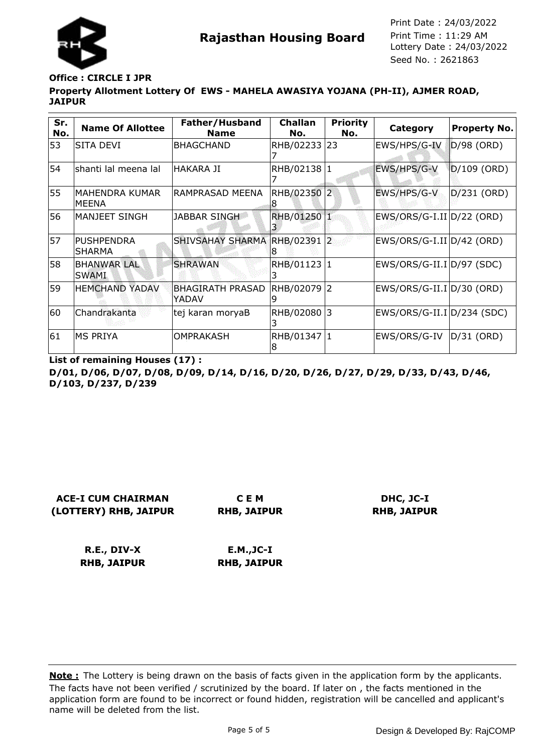**Rajasthan Housing Board**

Print Date : 24/03/2022
Print Time : 11:29 AM
Lottery Date : 24/03/2022
Seed No. : 2621863

**Office : CIRCLE I JPR**

**Property Allotment Lottery Of EWS - MAHELA AWASIYA YOJANA (PH-II), AJMER ROAD, JAIPUR**

| Sr. No. | Name Of Allottee | Father/Husband Name | Challan No. | Priority No. | Category | Property No. |
|---|---|---|---|---|---|---|
| 53 | SITA DEVI | BHAGCHAND | RHB/022337 | 23 | EWS/HPS/G-IV | D/98 (ORD) |
| 54 | shanti lal meena lal | HAKARA JI | RHB/021387 | 1 | EWS/HPS/G-V | D/109 (ORD) |
| 55 | MAHENDRA KUMAR MEENA | RAMPRASAD MEENA | RHB/023508 | 2 | EWS/HPS/G-V | D/231 (ORD) |
| 56 | MANJEET SINGH | JABBAR SINGH | RHB/012503 | 1 | EWS/ORS/G-I.II | D/22 (ORD) |
| 57 | PUSHPENDRA SHARMA | SHIVSAHAY SHARMA | RHB/023918 | 2 | EWS/ORS/G-I.II | D/42 (ORD) |
| 58 | BHANWAR LAL SWAMI | SHRAWAN | RHB/011233 | 1 | EWS/ORS/G-II.I | D/97 (SDC) |
| 59 | HEMCHAND YADAV | BHAGIRATH PRASAD YADAV | RHB/020799 | 2 | EWS/ORS/G-II.I | D/30 (ORD) |
| 60 | Chandrakanta | tej karan moryaB | RHB/020803 | 3 | EWS/ORS/G-II.I | D/234 (SDC) |
| 61 | MS PRIYA | OMPRAKASH | RHB/013478 | 1 | EWS/ORS/G-IV | D/31 (ORD) |

**List of remaining Houses (17) :**

**D/01, D/06, D/07, D/08, D/09, D/14, D/16, D/20, D/26, D/27, D/29, D/33, D/43, D/46, D/103, D/237, D/239**

**ACE-I CUM CHAIRMAN (LOTTERY) RHB, JAIPUR**

**C E M RHB, JAIPUR**

**DHC, JC-I RHB, JAIPUR**

**R.E., DIV-X RHB, JAIPUR**

**E.M.,JC-I RHB, JAIPUR**

**Note :** The Lottery is being drawn on the basis of facts given in the application form by the applicants. The facts have not been verified / scrutinized by the board. If later on , the facts mentioned in the application form are found to be incorrect or found hidden, registration will be cancelled and applicant's name will be deleted from the list.

Design & Developed By: RajCOMP